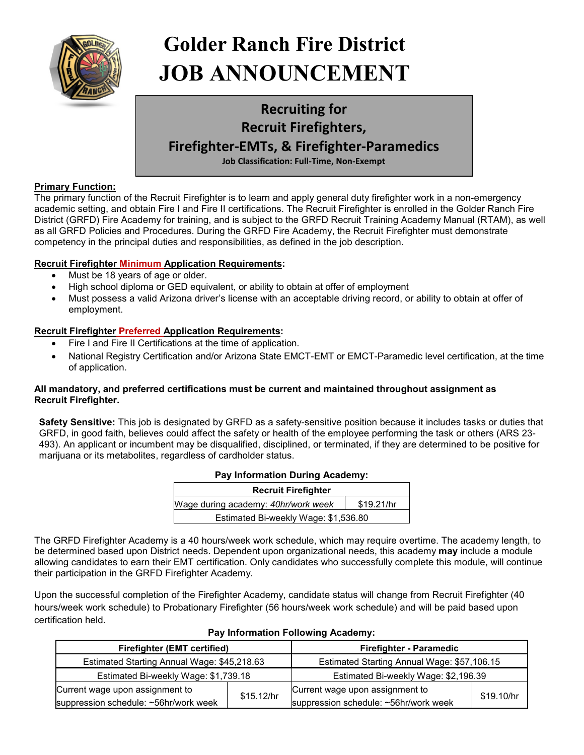# Golder Ranch Fire District
# JOB ANNOUNCEMENT

## Recruiting for
## Recruit Firefighters,
## Firefighter-EMTs, & Firefighter-Paramedics

**Job Classification: Full-Time, Non-Exempt**

**Primary Function:**

The primary function of the Recruit Firefighter is to learn and apply general duty firefighter work in a non-emergency academic setting, and obtain Fire I and Fire II certifications. The Recruit Firefighter is enrolled in the Golder Ranch Fire District (GRFD) Fire Academy for training, and is subject to the GRFD Recruit Training Academy Manual (RTAM), as well as all GRFD Policies and Procedures. During the GRFD Fire Academy, the Recruit Firefighter must demonstrate competency in the principal duties and responsibilities, as defined in the job description.

**Recruit Firefighter Minimum Application Requirements:**

- Must be 18 years of age or older.
- High school diploma or GED equivalent, or ability to obtain at offer of employment
- Must possess a valid Arizona driver's license with an acceptable driving record, or ability to obtain at offer of employment.

**Recruit Firefighter Preferred Application Requirements:**

- Fire I and Fire II Certifications at the time of application.
- National Registry Certification and/or Arizona State EMCT-EMT or EMCT-Paramedic level certification, at the time of application.

**All mandatory, and preferred certifications must be current and maintained throughout assignment as Recruit Firefighter.**

**Safety Sensitive:** This job is designated by GRFD as a safety-sensitive position because it includes tasks or duties that GRFD, in good faith, believes could affect the safety or health of the employee performing the task or others (ARS 23-493). An applicant or incumbent may be disqualified, disciplined, or terminated, if they are determined to be positive for marijuana or its metabolites, regardless of cardholder status.

**Pay Information During Academy:**

| Recruit Firefighter | |
|---|---|
| Wage during academy: *40hr/work week* | $19.21/hr |
| Estimated Bi-weekly Wage: $1,536.80 | |

The GRFD Firefighter Academy is a 40 hours/week work schedule, which may require overtime. The academy length, to be determined based upon District needs. Dependent upon organizational needs, this academy **may** include a module allowing candidates to earn their EMT certification. Only candidates who successfully complete this module, will continue their participation in the GRFD Firefighter Academy.

Upon the successful completion of the Firefighter Academy, candidate status will change from Recruit Firefighter (40 hours/week work schedule) to Probationary Firefighter (56 hours/week work schedule) and will be paid based upon certification held.

**Pay Information Following Academy:**

| Firefighter (EMT certified) | | Firefighter - Paramedic | |
|---|---|---|---|
| Estimated Starting Annual Wage: $45,218.63 | | Estimated Starting Annual Wage: $57,106.15 | |
| Estimated Bi-weekly Wage: $1,739.18 | | Estimated Bi-weekly Wage: $2,196.39 | |
| Current wage upon assignment to suppression schedule: ~56hr/work week | $15.12/hr | Current wage upon assignment to suppression schedule: ~56hr/work week | $19.10/hr |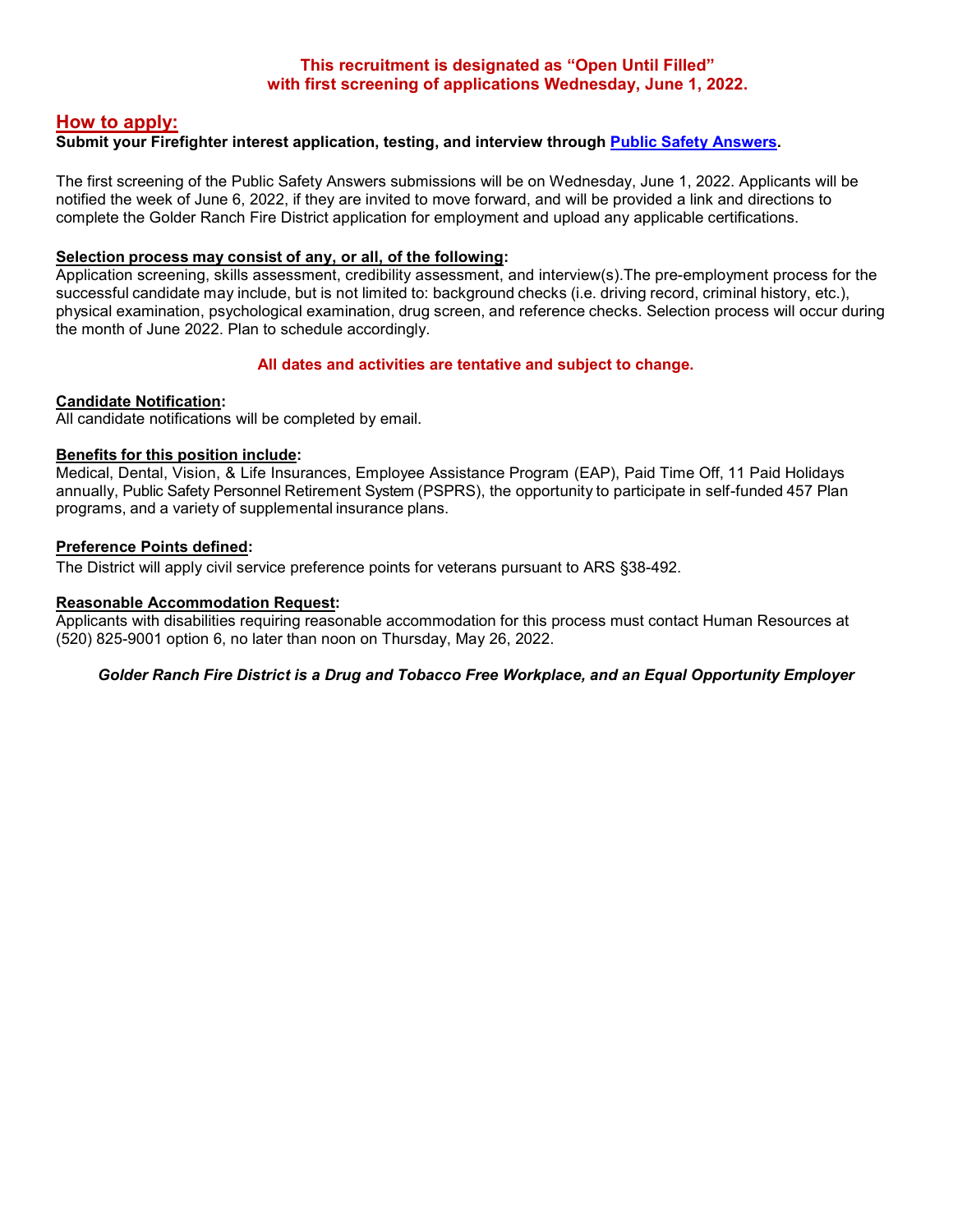**This recruitment is designated as “Open Until Filled” with first screening of applications Wednesday, June 1, 2022.**

## How to apply:

**Submit your Firefighter interest application, testing, and interview through Public Safety Answers.**

The first screening of the Public Safety Answers submissions will be on Wednesday, June 1, 2022. Applicants will be notified the week of June 6, 2022, if they are invited to move forward, and will be provided a link and directions to complete the Golder Ranch Fire District application for employment and upload any applicable certifications.

**Selection process may consist of any, or all, of the following:**

Application screening, skills assessment, credibility assessment, and interview(s).The pre-employment process for the successful candidate may include, but is not limited to: background checks (i.e. driving record, criminal history, etc.), physical examination, psychological examination, drug screen, and reference checks. Selection process will occur during the month of June 2022. Plan to schedule accordingly.

**All dates and activities are tentative and subject to change.**

**Candidate Notification:**

All candidate notifications will be completed by email.

**Benefits for this position include:**

Medical, Dental, Vision, & Life Insurances, Employee Assistance Program (EAP), Paid Time Off, 11 Paid Holidays annually, Public Safety Personnel Retirement System (PSPRS), the opportunity to participate in self-funded 457 Plan programs, and a variety of supplemental insurance plans.

**Preference Points defined:**

The District will apply civil service preference points for veterans pursuant to ARS §38-492.

**Reasonable Accommodation Request:**

Applicants with disabilities requiring reasonable accommodation for this process must contact Human Resources at (520) 825-9001 option 6, no later than noon on Thursday, May 26, 2022.

***Golder Ranch Fire District is a Drug and Tobacco Free Workplace, and an Equal Opportunity Employer***